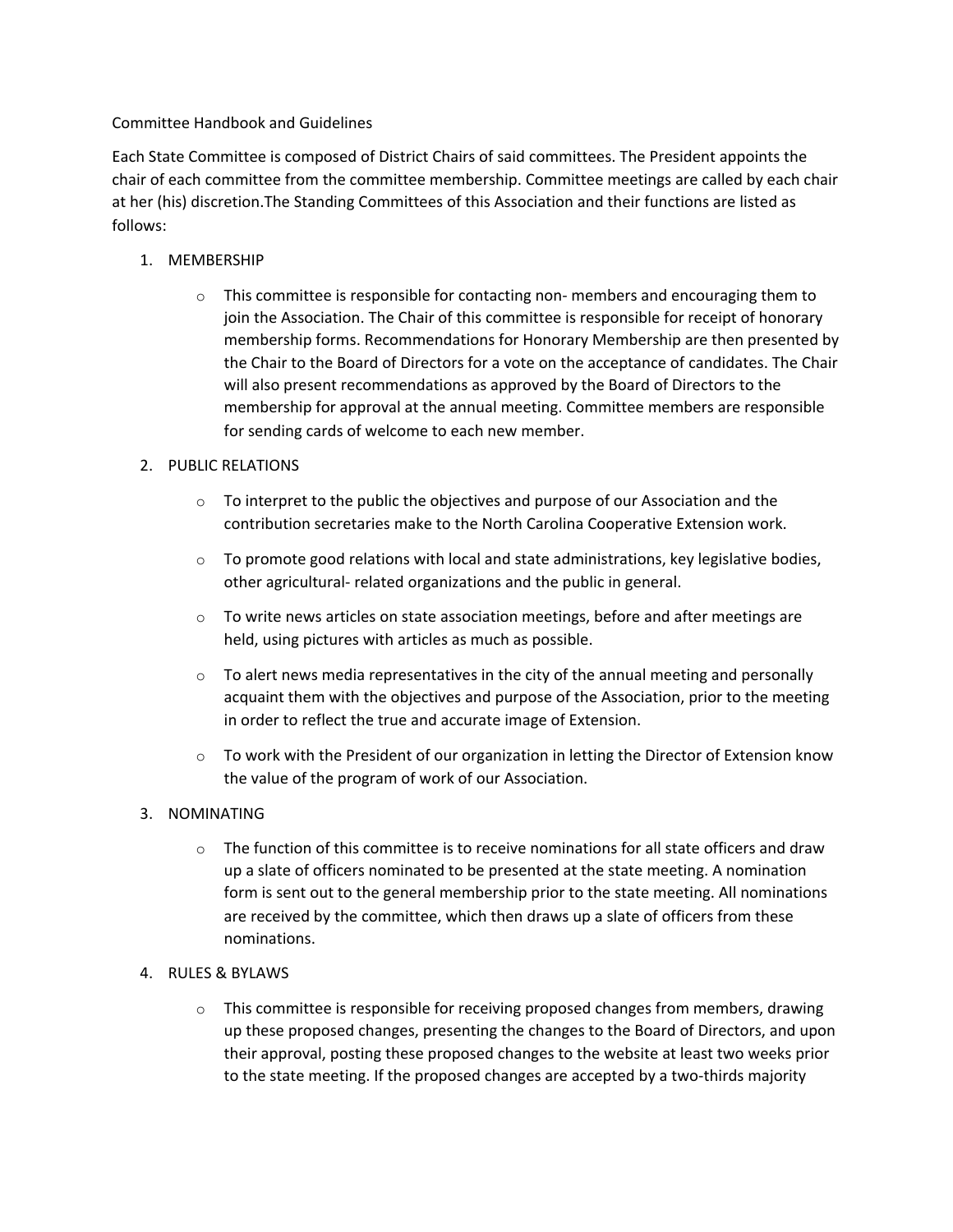# Committee Handbook and Guidelines

Each State Committee is composed of District Chairs of said committees. The President appoints the chair of each committee from the committee membership. Committee meetings are called by each chair at her (his) discretion.The Standing Committees of this Association and their functions are listed as follows:

1. MEMBERSHIP
   - This committee is responsible for contacting non- members and encouraging them to join the Association. The Chair of this committee is responsible for receipt of honorary membership forms. Recommendations for Honorary Membership are then presented by the Chair to the Board of Directors for a vote on the acceptance of candidates. The Chair will also present recommendations as approved by the Board of Directors to the membership for approval at the annual meeting. Committee members are responsible for sending cards of welcome to each new member.
2. PUBLIC RELATIONS
   - To interpret to the public the objectives and purpose of our Association and the contribution secretaries make to the North Carolina Cooperative Extension work.
   - To promote good relations with local and state administrations, key legislative bodies, other agricultural- related organizations and the public in general.
   - To write news articles on state association meetings, before and after meetings are held, using pictures with articles as much as possible.
   - To alert news media representatives in the city of the annual meeting and personally acquaint them with the objectives and purpose of the Association, prior to the meeting in order to reflect the true and accurate image of Extension.
   - To work with the President of our organization in letting the Director of Extension know the value of the program of work of our Association.
3. NOMINATING
   - The function of this committee is to receive nominations for all state officers and draw up a slate of officers nominated to be presented at the state meeting. A nomination form is sent out to the general membership prior to the state meeting. All nominations are received by the committee, which then draws up a slate of officers from these nominations.
4. RULES & BYLAWS
   - This committee is responsible for receiving proposed changes from members, drawing up these proposed changes, presenting the changes to the Board of Directors, and upon their approval, posting these proposed changes to the website at least two weeks prior to the state meeting. If the proposed changes are accepted by a two-thirds majority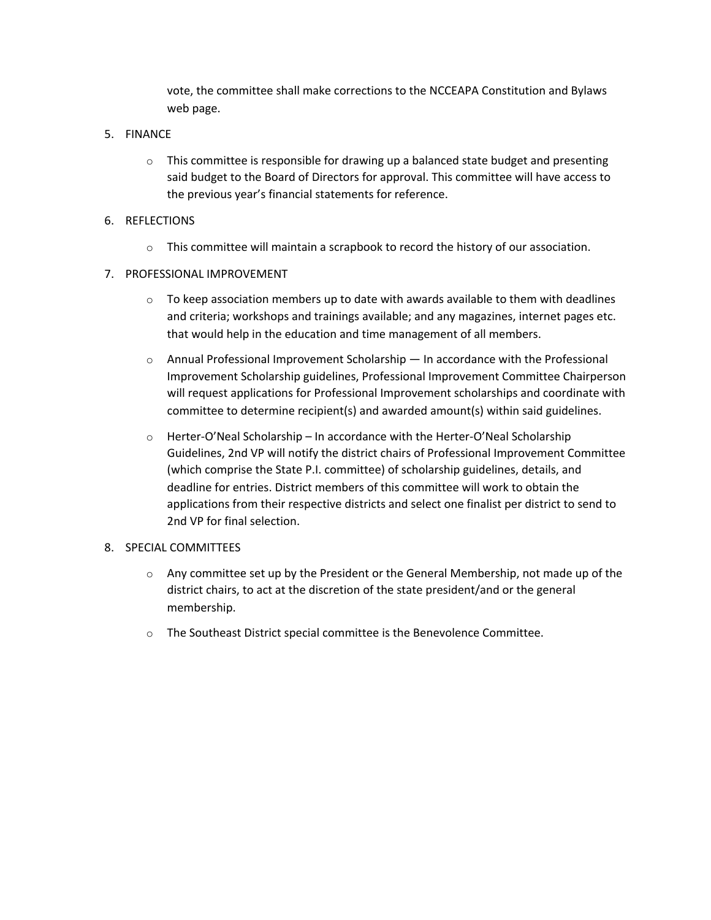vote, the committee shall make corrections to the NCCEAPA Constitution and Bylaws web page.

5. FINANCE
   - This committee is responsible for drawing up a balanced state budget and presenting said budget to the Board of Directors for approval. This committee will have access to the previous year's financial statements for reference.

6. REFLECTIONS
   - This committee will maintain a scrapbook to record the history of our association.

7. PROFESSIONAL IMPROVEMENT
   - To keep association members up to date with awards available to them with deadlines and criteria; workshops and trainings available; and any magazines, internet pages etc. that would help in the education and time management of all members.
   - Annual Professional Improvement Scholarship — In accordance with the Professional Improvement Scholarship guidelines, Professional Improvement Committee Chairperson will request applications for Professional Improvement scholarships and coordinate with committee to determine recipient(s) and awarded amount(s) within said guidelines.
   - Herter-O'Neal Scholarship – In accordance with the Herter-O'Neal Scholarship Guidelines, 2nd VP will notify the district chairs of Professional Improvement Committee (which comprise the State P.I. committee) of scholarship guidelines, details, and deadline for entries. District members of this committee will work to obtain the applications from their respective districts and select one finalist per district to send to 2nd VP for final selection.

8. SPECIAL COMMITTEES
   - Any committee set up by the President or the General Membership, not made up of the district chairs, to act at the discretion of the state president/and or the general membership.
   - The Southeast District special committee is the Benevolence Committee.